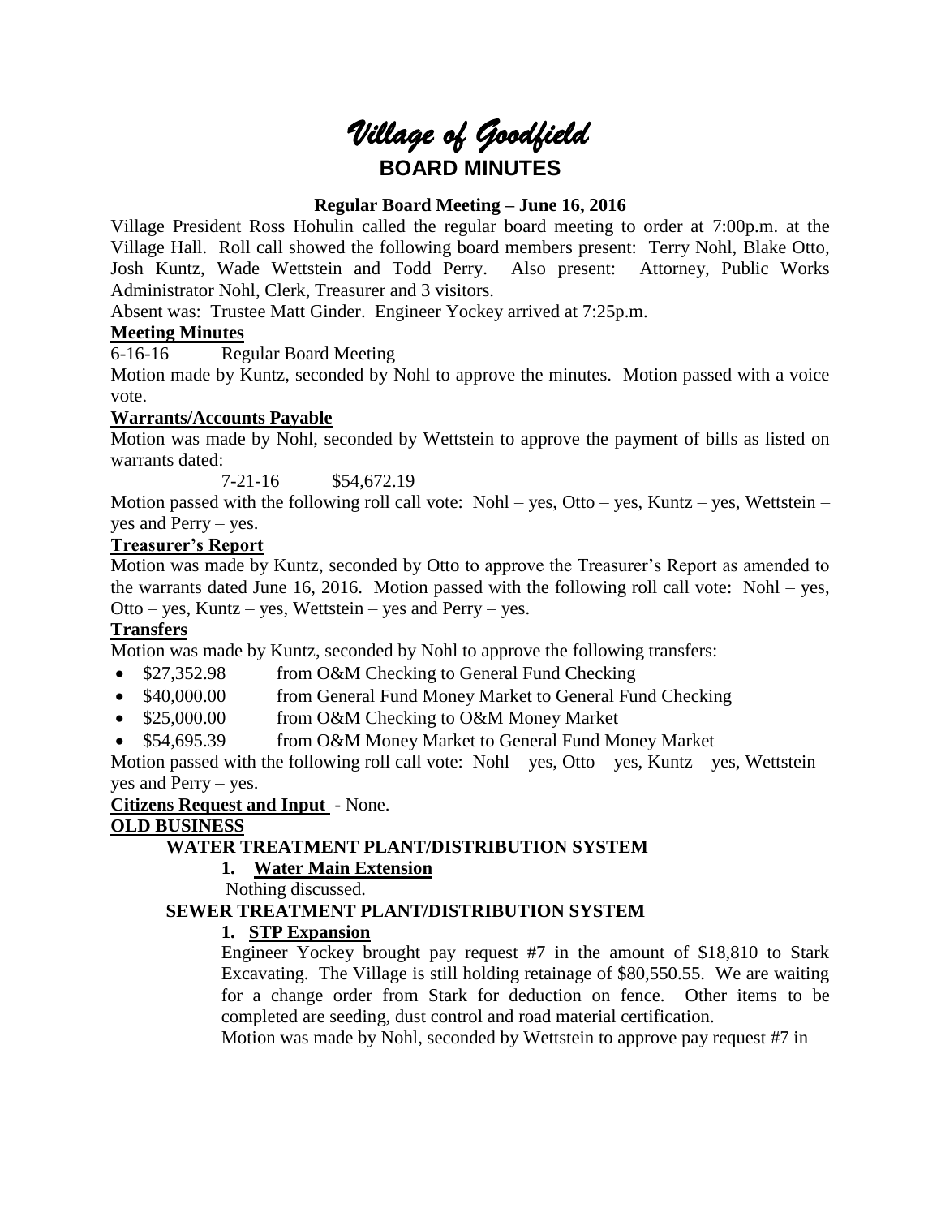# *Village of Goodfield*

## BOARD MINUTES

### Regular Board Meeting – June 16, 2016

Village President Ross Hohulin called the regular board meeting to order at 7:00p.m. at the Village Hall. Roll call showed the following board members present: Terry Nohl, Blake Otto, Josh Kuntz, Wade Wettstein and Todd Perry. Also present: Attorney, Public Works Administrator Nohl, Clerk, Treasurer and 3 visitors.

Absent was: Trustee Matt Ginder. Engineer Yockey arrived at 7:25p.m.

**Meeting Minutes**

6-16-16 Regular Board Meeting

Motion made by Kuntz, seconded by Nohl to approve the minutes. Motion passed with a voice vote.

**Warrants/Accounts Payable**

Motion was made by Nohl, seconded by Wettstein to approve the payment of bills as listed on warrants dated:

7-21-16 $54,672.19

Motion passed with the following roll call vote: Nohl – yes, Otto – yes, Kuntz – yes, Wettstein – yes and Perry – yes.

**Treasurer's Report**

Motion was made by Kuntz, seconded by Otto to approve the Treasurer's Report as amended to the warrants dated June 16, 2016. Motion passed with the following roll call vote: Nohl – yes, Otto – yes, Kuntz – yes, Wettstein – yes and Perry – yes.

**Transfers**

Motion was made by Kuntz, seconded by Nohl to approve the following transfers:

- $27,352.98 from O&M Checking to General Fund Checking
- $40,000.00 from General Fund Money Market to General Fund Checking
- $25,000.00 from O&M Checking to O&M Money Market
- $54,695.39 from O&M Money Market to General Fund Money Market

Motion passed with the following roll call vote: Nohl – yes, Otto – yes, Kuntz – yes, Wettstein – yes and Perry – yes.

**Citizens Request and Input** - None.

**OLD BUSINESS**

**WATER TREATMENT PLANT/DISTRIBUTION SYSTEM**

1. **Water Main Extension**

   Nothing discussed.

**SEWER TREATMENT PLANT/DISTRIBUTION SYSTEM**

1. **STP Expansion**

   Engineer Yockey brought pay request #7 in the amount of $18,810 to Stark Excavating. The Village is still holding retainage of $80,550.55. We are waiting for a change order from Stark for deduction on fence. Other items to be completed are seeding, dust control and road material certification.

   Motion was made by Nohl, seconded by Wettstein to approve pay request #7 in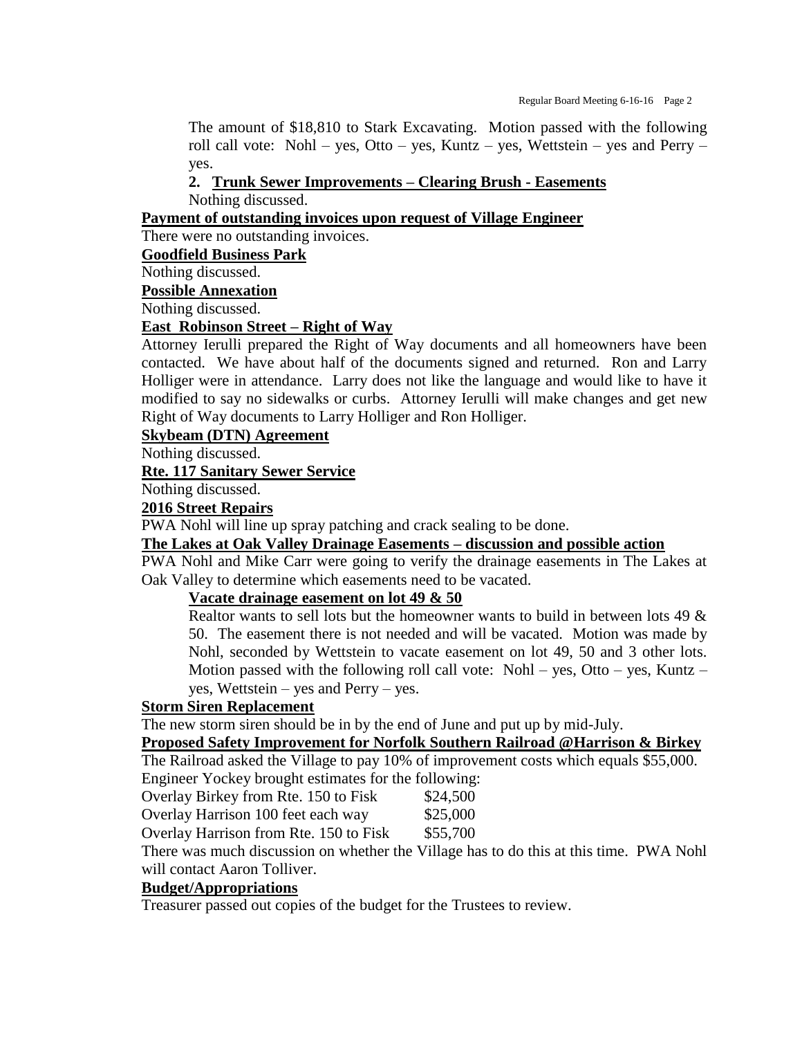The amount of $18,810 to Stark Excavating. Motion passed with the following roll call vote: Nohl – yes, Otto – yes, Kuntz – yes, Wettstein – yes and Perry – yes.

**2. Trunk Sewer Improvements – Clearing Brush - Easements**

Nothing discussed.

**Payment of outstanding invoices upon request of Village Engineer**

There were no outstanding invoices.

**Goodfield Business Park**

Nothing discussed.

**Possible Annexation**

Nothing discussed.

**East Robinson Street – Right of Way**

Attorney Ierulli prepared the Right of Way documents and all homeowners have been contacted. We have about half of the documents signed and returned. Ron and Larry Holliger were in attendance. Larry does not like the language and would like to have it modified to say no sidewalks or curbs. Attorney Ierulli will make changes and get new Right of Way documents to Larry Holliger and Ron Holliger.

**Skybeam (DTN) Agreement**

Nothing discussed.

**Rte. 117 Sanitary Sewer Service**

Nothing discussed.

**2016 Street Repairs**

PWA Nohl will line up spray patching and crack sealing to be done.

**The Lakes at Oak Valley Drainage Easements – discussion and possible action**

PWA Nohl and Mike Carr were going to verify the drainage easements in The Lakes at Oak Valley to determine which easements need to be vacated.

**Vacate drainage easement on lot 49 & 50**

Realtor wants to sell lots but the homeowner wants to build in between lots 49 & 50. The easement there is not needed and will be vacated. Motion was made by Nohl, seconded by Wettstein to vacate easement on lot 49, 50 and 3 other lots. Motion passed with the following roll call vote: Nohl – yes, Otto – yes, Kuntz – yes, Wettstein – yes and Perry – yes.

**Storm Siren Replacement**

The new storm siren should be in by the end of June and put up by mid-July.

**Proposed Safety Improvement for Norfolk Southern Railroad @Harrison & Birkey**

The Railroad asked the Village to pay 10% of improvement costs which equals $55,000. Engineer Yockey brought estimates for the following:

| | |
|---|---|
| Overlay Birkey from Rte. 150 to Fisk | $24,500 |
| Overlay Harrison 100 feet each way | $25,000 |
| Overlay Harrison from Rte. 150 to Fisk | $55,700 |

There was much discussion on whether the Village has to do this at this time. PWA Nohl will contact Aaron Tolliver.

**Budget/Appropriations**

Treasurer passed out copies of the budget for the Trustees to review.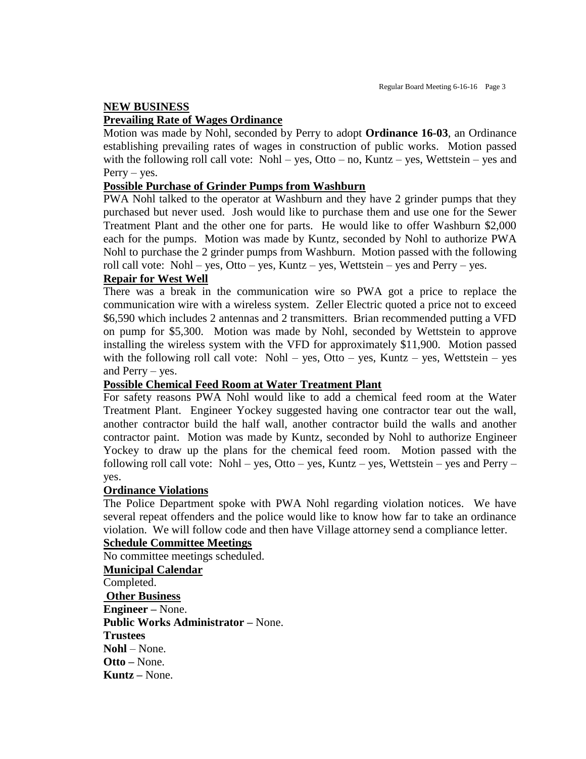## NEW BUSINESS

### Prevailing Rate of Wages Ordinance

Motion was made by Nohl, seconded by Perry to adopt **Ordinance 16-03**, an Ordinance establishing prevailing rates of wages in construction of public works. Motion passed with the following roll call vote: Nohl – yes, Otto – no, Kuntz – yes, Wettstein – yes and Perry – yes.

### Possible Purchase of Grinder Pumps from Washburn

PWA Nohl talked to the operator at Washburn and they have 2 grinder pumps that they purchased but never used. Josh would like to purchase them and use one for the Sewer Treatment Plant and the other one for parts. He would like to offer Washburn $2,000 each for the pumps. Motion was made by Kuntz, seconded by Nohl to authorize PWA Nohl to purchase the 2 grinder pumps from Washburn. Motion passed with the following roll call vote: Nohl – yes, Otto – yes, Kuntz – yes, Wettstein – yes and Perry – yes.

### Repair for West Well

There was a break in the communication wire so PWA got a price to replace the communication wire with a wireless system. Zeller Electric quoted a price not to exceed $6,590 which includes 2 antennas and 2 transmitters. Brian recommended putting a VFD on pump for $5,300. Motion was made by Nohl, seconded by Wettstein to approve installing the wireless system with the VFD for approximately $11,900. Motion passed with the following roll call vote: Nohl – yes, Otto – yes, Kuntz – yes, Wettstein – yes and Perry – yes.

### Possible Chemical Feed Room at Water Treatment Plant

For safety reasons PWA Nohl would like to add a chemical feed room at the Water Treatment Plant. Engineer Yockey suggested having one contractor tear out the wall, another contractor build the half wall, another contractor build the walls and another contractor paint. Motion was made by Kuntz, seconded by Nohl to authorize Engineer Yockey to draw up the plans for the chemical feed room. Motion passed with the following roll call vote: Nohl – yes, Otto – yes, Kuntz – yes, Wettstein – yes and Perry – yes.

### Ordinance Violations

The Police Department spoke with PWA Nohl regarding violation notices. We have several repeat offenders and the police would like to know how far to take an ordinance violation. We will follow code and then have Village attorney send a compliance letter.

### Schedule Committee Meetings

No committee meetings scheduled.

### Municipal Calendar

Completed.

### Other Business

**Engineer –** None.

**Public Works Administrator –** None.

**Trustees**

**Nohl** – None.

**Otto –** None.

**Kuntz –** None.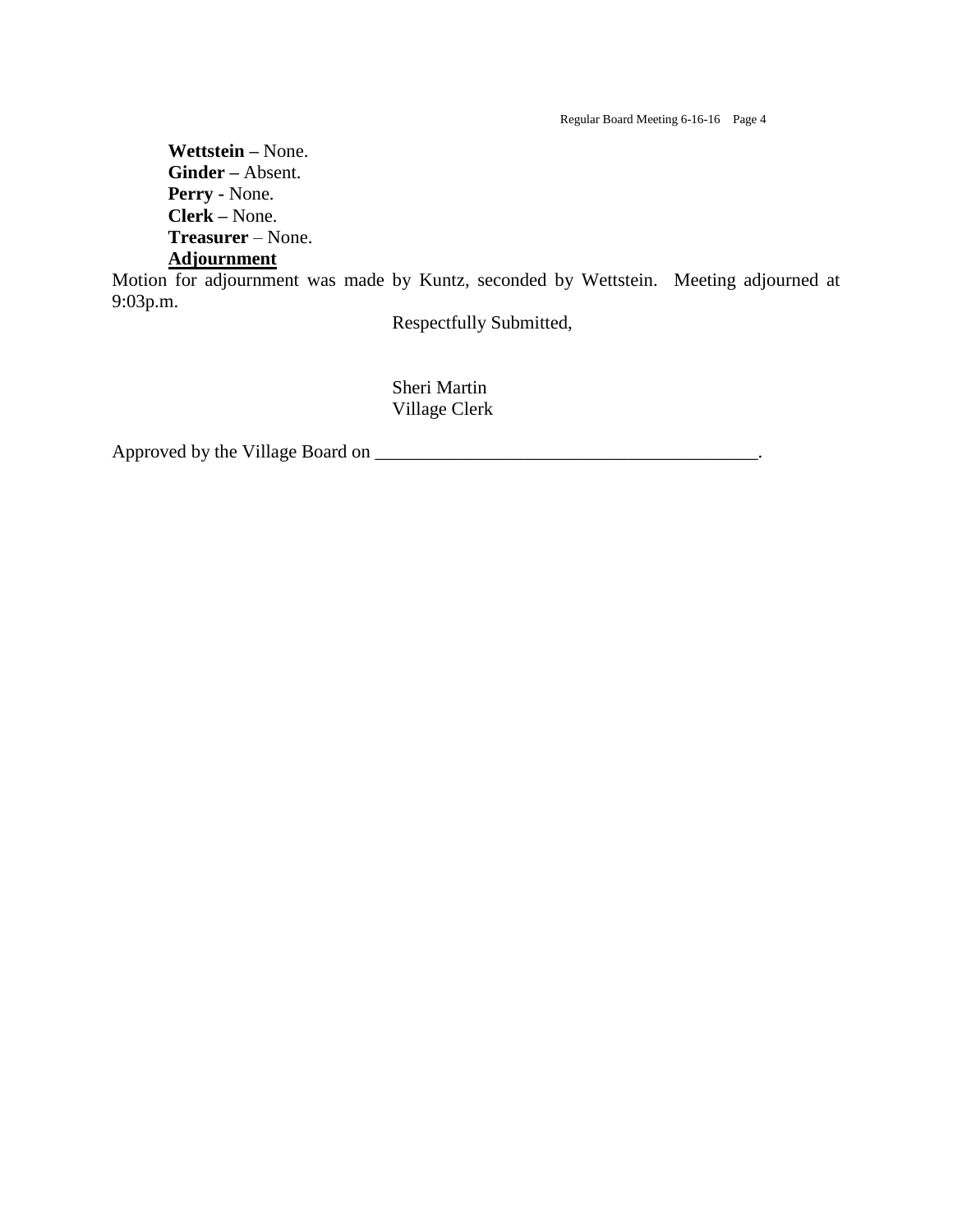**Wettstein –** None.
**Ginder –** Absent.
**Perry -** None.
**Clerk –** None.
**Treasurer** – None.

**Adjournment**

Motion for adjournment was made by Kuntz, seconded by Wettstein. Meeting adjourned at 9:03p.m.

Respectfully Submitted,

Sheri Martin
Village Clerk

Approved by the Village Board on _________________________________________.